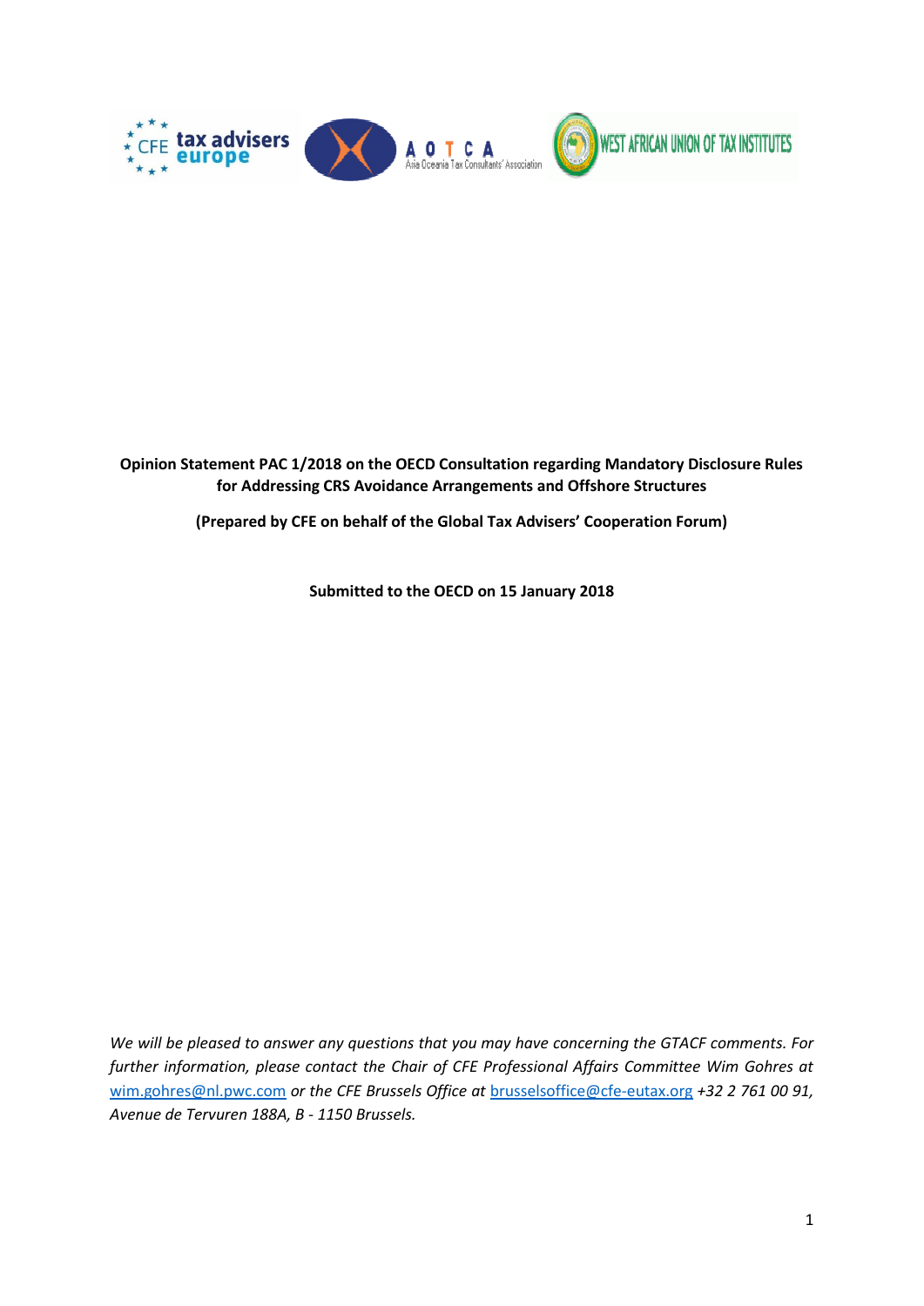**Opinion Statement PAC 1/2018 on the OECD Consultation regarding Mandatory Disclosure Rules for Addressing CRS Avoidance Arrangements and Offshore Structures**

**(Prepared by CFE on behalf of the Global Tax Advisers' Cooperation Forum)**

**Submitted to the OECD on 15 January 2018**

*We will be pleased to answer any questions that you may have concerning the GTACF comments. For further information, please contact the Chair of CFE Professional Affairs Committee Wim Gohres at* wim.gohres@nl.pwc.com *or the CFE Brussels Office at* brusselsoffice@cfe-eutax.org *+32 2 761 00 91, Avenue de Tervuren 188A, B - 1150 Brussels.*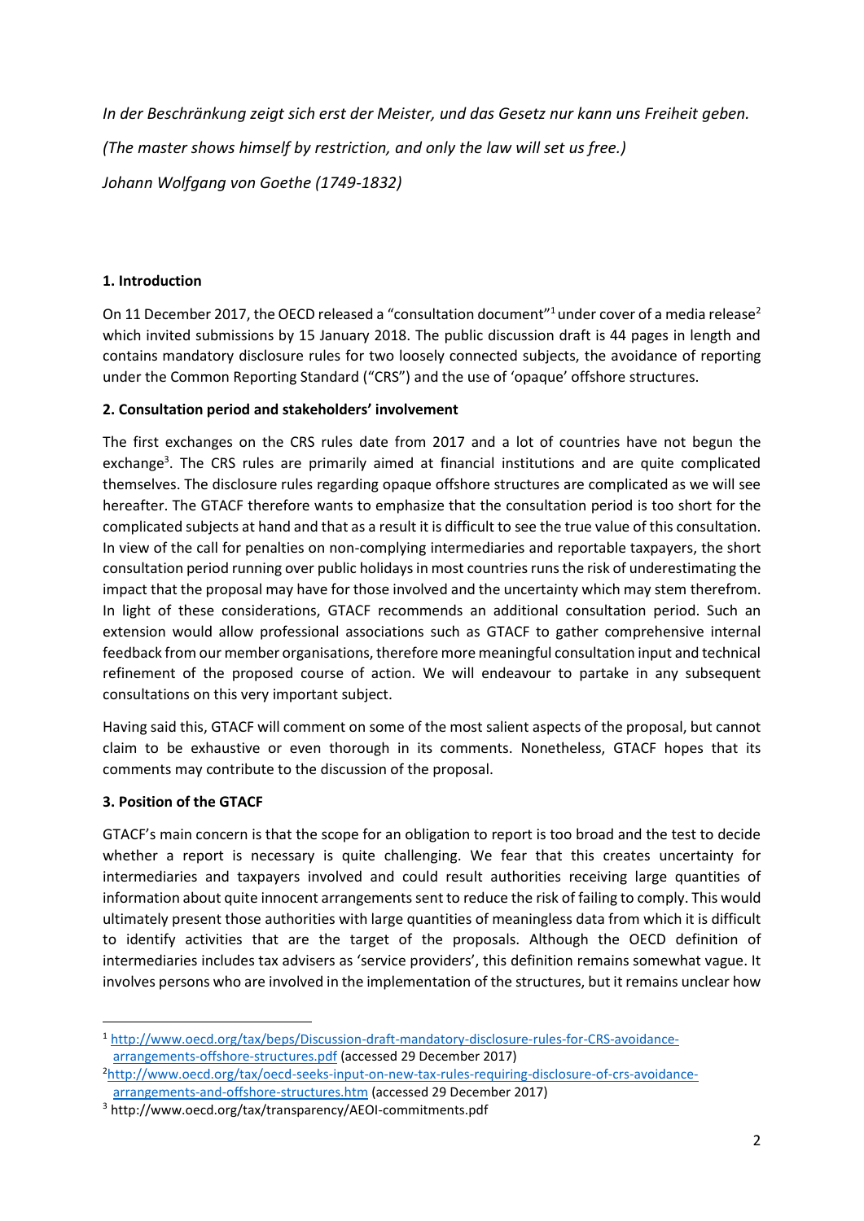*In der Beschränkung zeigt sich erst der Meister, und das Gesetz nur kann uns Freiheit geben.*

*(The master shows himself by restriction, and only the law will set us free.)*

*Johann Wolfgang von Goethe (1749-1832)*

## 1. Introduction

On 11 December 2017, the OECD released a "consultation document"[1] under cover of a media release[2] which invited submissions by 15 January 2018. The public discussion draft is 44 pages in length and contains mandatory disclosure rules for two loosely connected subjects, the avoidance of reporting under the Common Reporting Standard ("CRS") and the use of 'opaque' offshore structures.

## 2. Consultation period and stakeholders' involvement

The first exchanges on the CRS rules date from 2017 and a lot of countries have not begun the exchange[3]. The CRS rules are primarily aimed at financial institutions and are quite complicated themselves. The disclosure rules regarding opaque offshore structures are complicated as we will see hereafter. The GTACF therefore wants to emphasize that the consultation period is too short for the complicated subjects at hand and that as a result it is difficult to see the true value of this consultation. In view of the call for penalties on non-complying intermediaries and reportable taxpayers, the short consultation period running over public holidays in most countries runs the risk of underestimating the impact that the proposal may have for those involved and the uncertainty which may stem therefrom. In light of these considerations, GTACF recommends an additional consultation period. Such an extension would allow professional associations such as GTACF to gather comprehensive internal feedback from our member organisations, therefore more meaningful consultation input and technical refinement of the proposed course of action. We will endeavour to partake in any subsequent consultations on this very important subject.

Having said this, GTACF will comment on some of the most salient aspects of the proposal, but cannot claim to be exhaustive or even thorough in its comments. Nonetheless, GTACF hopes that its comments may contribute to the discussion of the proposal.

## 3. Position of the GTACF

GTACF's main concern is that the scope for an obligation to report is too broad and the test to decide whether a report is necessary is quite challenging. We fear that this creates uncertainty for intermediaries and taxpayers involved and could result authorities receiving large quantities of information about quite innocent arrangements sent to reduce the risk of failing to comply. This would ultimately present those authorities with large quantities of meaningless data from which it is difficult to identify activities that are the target of the proposals. Although the OECD definition of intermediaries includes tax advisers as 'service providers', this definition remains somewhat vague. It involves persons who are involved in the implementation of the structures, but it remains unclear how

---

[1] http://www.oecd.org/tax/beps/Discussion-draft-mandatory-disclosure-rules-for-CRS-avoidance-arrangements-offshore-structures.pdf (accessed 29 December 2017)

[2] http://www.oecd.org/tax/oecd-seeks-input-on-new-tax-rules-requiring-disclosure-of-crs-avoidance-arrangements-and-offshore-structures.htm (accessed 29 December 2017)

[3] http://www.oecd.org/tax/transparency/AEOI-commitments.pdf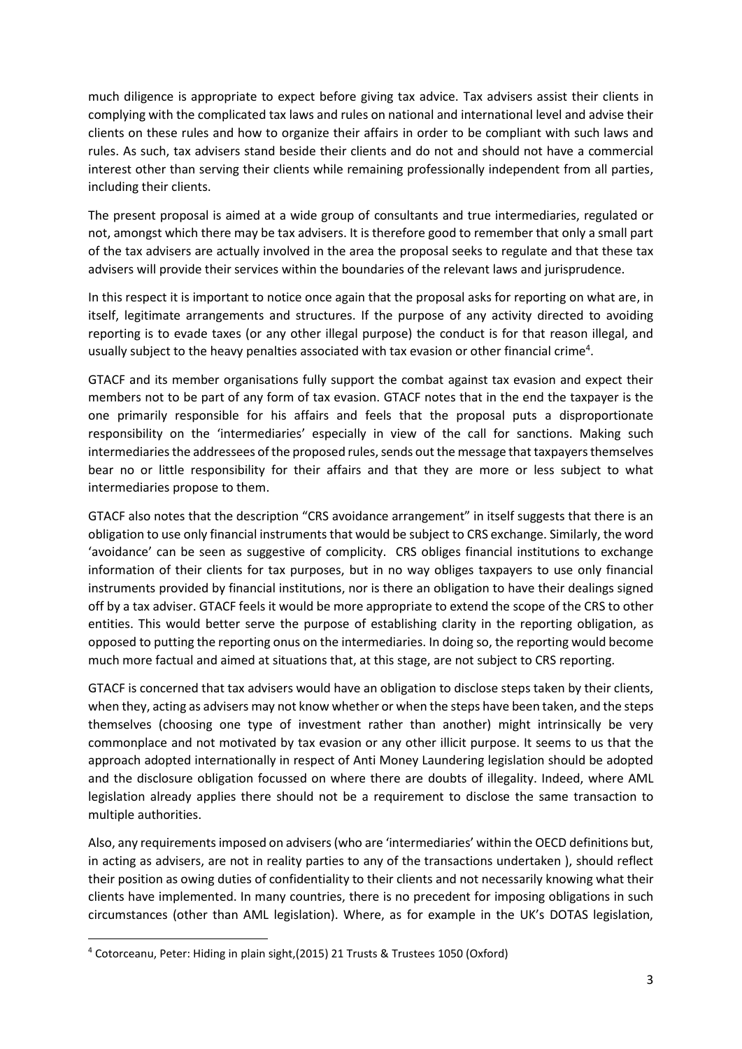much diligence is appropriate to expect before giving tax advice. Tax advisers assist their clients in complying with the complicated tax laws and rules on national and international level and advise their clients on these rules and how to organize their affairs in order to be compliant with such laws and rules. As such, tax advisers stand beside their clients and do not and should not have a commercial interest other than serving their clients while remaining professionally independent from all parties, including their clients.

The present proposal is aimed at a wide group of consultants and true intermediaries, regulated or not, amongst which there may be tax advisers. It is therefore good to remember that only a small part of the tax advisers are actually involved in the area the proposal seeks to regulate and that these tax advisers will provide their services within the boundaries of the relevant laws and jurisprudence.

In this respect it is important to notice once again that the proposal asks for reporting on what are, in itself, legitimate arrangements and structures. If the purpose of any activity directed to avoiding reporting is to evade taxes (or any other illegal purpose) the conduct is for that reason illegal, and usually subject to the heavy penalties associated with tax evasion or other financial crime[4].

GTACF and its member organisations fully support the combat against tax evasion and expect their members not to be part of any form of tax evasion. GTACF notes that in the end the taxpayer is the one primarily responsible for his affairs and feels that the proposal puts a disproportionate responsibility on the 'intermediaries' especially in view of the call for sanctions. Making such intermediaries the addressees of the proposed rules, sends out the message that taxpayers themselves bear no or little responsibility for their affairs and that they are more or less subject to what intermediaries propose to them.

GTACF also notes that the description "CRS avoidance arrangement" in itself suggests that there is an obligation to use only financial instruments that would be subject to CRS exchange. Similarly, the word 'avoidance' can be seen as suggestive of complicity. CRS obliges financial institutions to exchange information of their clients for tax purposes, but in no way obliges taxpayers to use only financial instruments provided by financial institutions, nor is there an obligation to have their dealings signed off by a tax adviser. GTACF feels it would be more appropriate to extend the scope of the CRS to other entities. This would better serve the purpose of establishing clarity in the reporting obligation, as opposed to putting the reporting onus on the intermediaries. In doing so, the reporting would become much more factual and aimed at situations that, at this stage, are not subject to CRS reporting.

GTACF is concerned that tax advisers would have an obligation to disclose steps taken by their clients, when they, acting as advisers may not know whether or when the steps have been taken, and the steps themselves (choosing one type of investment rather than another) might intrinsically be very commonplace and not motivated by tax evasion or any other illicit purpose. It seems to us that the approach adopted internationally in respect of Anti Money Laundering legislation should be adopted and the disclosure obligation focussed on where there are doubts of illegality. Indeed, where AML legislation already applies there should not be a requirement to disclose the same transaction to multiple authorities.

Also, any requirements imposed on advisers (who are 'intermediaries' within the OECD definitions but, in acting as advisers, are not in reality parties to any of the transactions undertaken ), should reflect their position as owing duties of confidentiality to their clients and not necessarily knowing what their clients have implemented. In many countries, there is no precedent for imposing obligations in such circumstances (other than AML legislation). Where, as for example in the UK's DOTAS legislation,

---

[4] Cotorceanu, Peter: Hiding in plain sight,(2015) 21 Trusts & Trustees 1050 (Oxford)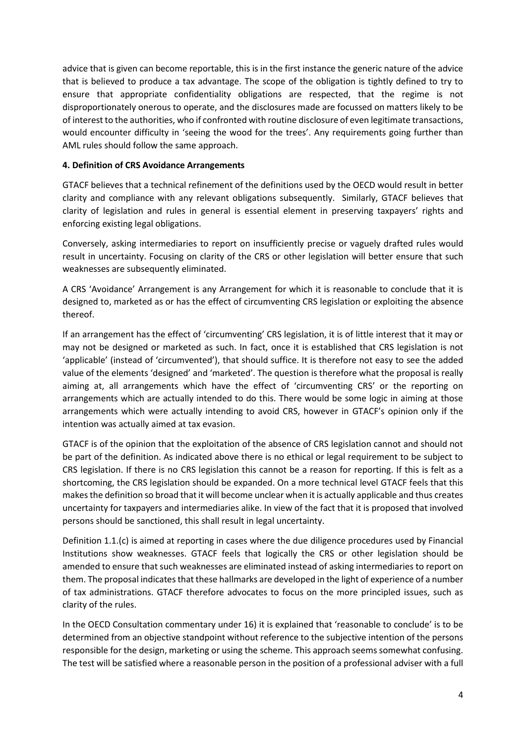advice that is given can become reportable, this is in the first instance the generic nature of the advice that is believed to produce a tax advantage. The scope of the obligation is tightly defined to try to ensure that appropriate confidentiality obligations are respected, that the regime is not disproportionately onerous to operate, and the disclosures made are focussed on matters likely to be of interest to the authorities, who if confronted with routine disclosure of even legitimate transactions, would encounter difficulty in 'seeing the wood for the trees'. Any requirements going further than AML rules should follow the same approach.

**4. Definition of CRS Avoidance Arrangements**

GTACF believes that a technical refinement of the definitions used by the OECD would result in better clarity and compliance with any relevant obligations subsequently. Similarly, GTACF believes that clarity of legislation and rules in general is essential element in preserving taxpayers' rights and enforcing existing legal obligations.

Conversely, asking intermediaries to report on insufficiently precise or vaguely drafted rules would result in uncertainty. Focusing on clarity of the CRS or other legislation will better ensure that such weaknesses are subsequently eliminated.

A CRS 'Avoidance' Arrangement is any Arrangement for which it is reasonable to conclude that it is designed to, marketed as or has the effect of circumventing CRS legislation or exploiting the absence thereof.

If an arrangement has the effect of 'circumventing' CRS legislation, it is of little interest that it may or may not be designed or marketed as such. In fact, once it is established that CRS legislation is not 'applicable' (instead of 'circumvented'), that should suffice. It is therefore not easy to see the added value of the elements 'designed' and 'marketed'. The question is therefore what the proposal is really aiming at, all arrangements which have the effect of 'circumventing CRS' or the reporting on arrangements which are actually intended to do this. There would be some logic in aiming at those arrangements which were actually intending to avoid CRS, however in GTACF's opinion only if the intention was actually aimed at tax evasion.

GTACF is of the opinion that the exploitation of the absence of CRS legislation cannot and should not be part of the definition. As indicated above there is no ethical or legal requirement to be subject to CRS legislation. If there is no CRS legislation this cannot be a reason for reporting. If this is felt as a shortcoming, the CRS legislation should be expanded. On a more technical level GTACF feels that this makes the definition so broad that it will become unclear when it is actually applicable and thus creates uncertainty for taxpayers and intermediaries alike. In view of the fact that it is proposed that involved persons should be sanctioned, this shall result in legal uncertainty.

Definition 1.1.(c) is aimed at reporting in cases where the due diligence procedures used by Financial Institutions show weaknesses. GTACF feels that logically the CRS or other legislation should be amended to ensure that such weaknesses are eliminated instead of asking intermediaries to report on them. The proposal indicates that these hallmarks are developed in the light of experience of a number of tax administrations. GTACF therefore advocates to focus on the more principled issues, such as clarity of the rules.

In the OECD Consultation commentary under 16) it is explained that 'reasonable to conclude' is to be determined from an objective standpoint without reference to the subjective intention of the persons responsible for the design, marketing or using the scheme. This approach seems somewhat confusing. The test will be satisfied where a reasonable person in the position of a professional adviser with a full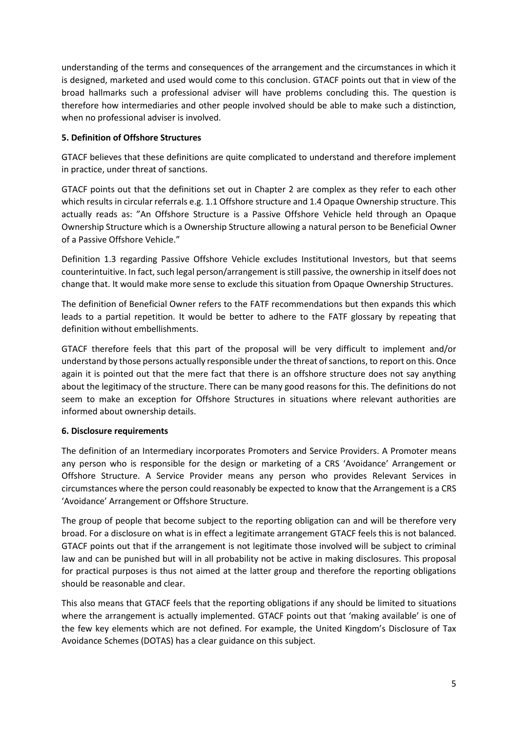understanding of the terms and consequences of the arrangement and the circumstances in which it is designed, marketed and used would come to this conclusion. GTACF points out that in view of the broad hallmarks such a professional adviser will have problems concluding this. The question is therefore how intermediaries and other people involved should be able to make such a distinction, when no professional adviser is involved.

**5. Definition of Offshore Structures**

GTACF believes that these definitions are quite complicated to understand and therefore implement in practice, under threat of sanctions.

GTACF points out that the definitions set out in Chapter 2 are complex as they refer to each other which results in circular referrals e.g. 1.1 Offshore structure and 1.4 Opaque Ownership structure. This actually reads as: "An Offshore Structure is a Passive Offshore Vehicle held through an Opaque Ownership Structure which is a Ownership Structure allowing a natural person to be Beneficial Owner of a Passive Offshore Vehicle."

Definition 1.3 regarding Passive Offshore Vehicle excludes Institutional Investors, but that seems counterintuitive. In fact, such legal person/arrangement is still passive, the ownership in itself does not change that. It would make more sense to exclude this situation from Opaque Ownership Structures.

The definition of Beneficial Owner refers to the FATF recommendations but then expands this which leads to a partial repetition. It would be better to adhere to the FATF glossary by repeating that definition without embellishments.

GTACF therefore feels that this part of the proposal will be very difficult to implement and/or understand by those persons actually responsible under the threat of sanctions, to report on this. Once again it is pointed out that the mere fact that there is an offshore structure does not say anything about the legitimacy of the structure. There can be many good reasons for this. The definitions do not seem to make an exception for Offshore Structures in situations where relevant authorities are informed about ownership details.

**6. Disclosure requirements**

The definition of an Intermediary incorporates Promoters and Service Providers. A Promoter means any person who is responsible for the design or marketing of a CRS 'Avoidance' Arrangement or Offshore Structure. A Service Provider means any person who provides Relevant Services in circumstances where the person could reasonably be expected to know that the Arrangement is a CRS 'Avoidance' Arrangement or Offshore Structure.

The group of people that become subject to the reporting obligation can and will be therefore very broad. For a disclosure on what is in effect a legitimate arrangement GTACF feels this is not balanced. GTACF points out that if the arrangement is not legitimate those involved will be subject to criminal law and can be punished but will in all probability not be active in making disclosures. This proposal for practical purposes is thus not aimed at the latter group and therefore the reporting obligations should be reasonable and clear.

This also means that GTACF feels that the reporting obligations if any should be limited to situations where the arrangement is actually implemented. GTACF points out that 'making available' is one of the few key elements which are not defined. For example, the United Kingdom's Disclosure of Tax Avoidance Schemes (DOTAS) has a clear guidance on this subject.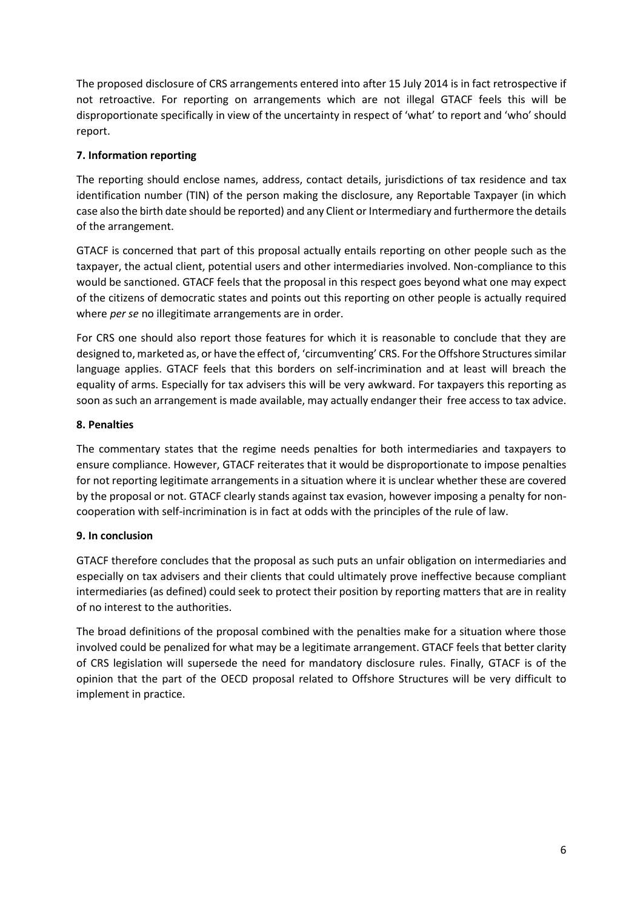The proposed disclosure of CRS arrangements entered into after 15 July 2014 is in fact retrospective if not retroactive. For reporting on arrangements which are not illegal GTACF feels this will be disproportionate specifically in view of the uncertainty in respect of 'what' to report and 'who' should report.

### 7. Information reporting

The reporting should enclose names, address, contact details, jurisdictions of tax residence and tax identification number (TIN) of the person making the disclosure, any Reportable Taxpayer (in which case also the birth date should be reported) and any Client or Intermediary and furthermore the details of the arrangement.

GTACF is concerned that part of this proposal actually entails reporting on other people such as the taxpayer, the actual client, potential users and other intermediaries involved. Non-compliance to this would be sanctioned. GTACF feels that the proposal in this respect goes beyond what one may expect of the citizens of democratic states and points out this reporting on other people is actually required where *per se* no illegitimate arrangements are in order.

For CRS one should also report those features for which it is reasonable to conclude that they are designed to, marketed as, or have the effect of, 'circumventing' CRS. For the Offshore Structures similar language applies. GTACF feels that this borders on self-incrimination and at least will breach the equality of arms. Especially for tax advisers this will be very awkward. For taxpayers this reporting as soon as such an arrangement is made available, may actually endanger their free access to tax advice.

### 8. Penalties

The commentary states that the regime needs penalties for both intermediaries and taxpayers to ensure compliance. However, GTACF reiterates that it would be disproportionate to impose penalties for not reporting legitimate arrangements in a situation where it is unclear whether these are covered by the proposal or not. GTACF clearly stands against tax evasion, however imposing a penalty for non-cooperation with self-incrimination is in fact at odds with the principles of the rule of law.

### 9. In conclusion

GTACF therefore concludes that the proposal as such puts an unfair obligation on intermediaries and especially on tax advisers and their clients that could ultimately prove ineffective because compliant intermediaries (as defined) could seek to protect their position by reporting matters that are in reality of no interest to the authorities.

The broad definitions of the proposal combined with the penalties make for a situation where those involved could be penalized for what may be a legitimate arrangement. GTACF feels that better clarity of CRS legislation will supersede the need for mandatory disclosure rules. Finally, GTACF is of the opinion that the part of the OECD proposal related to Offshore Structures will be very difficult to implement in practice.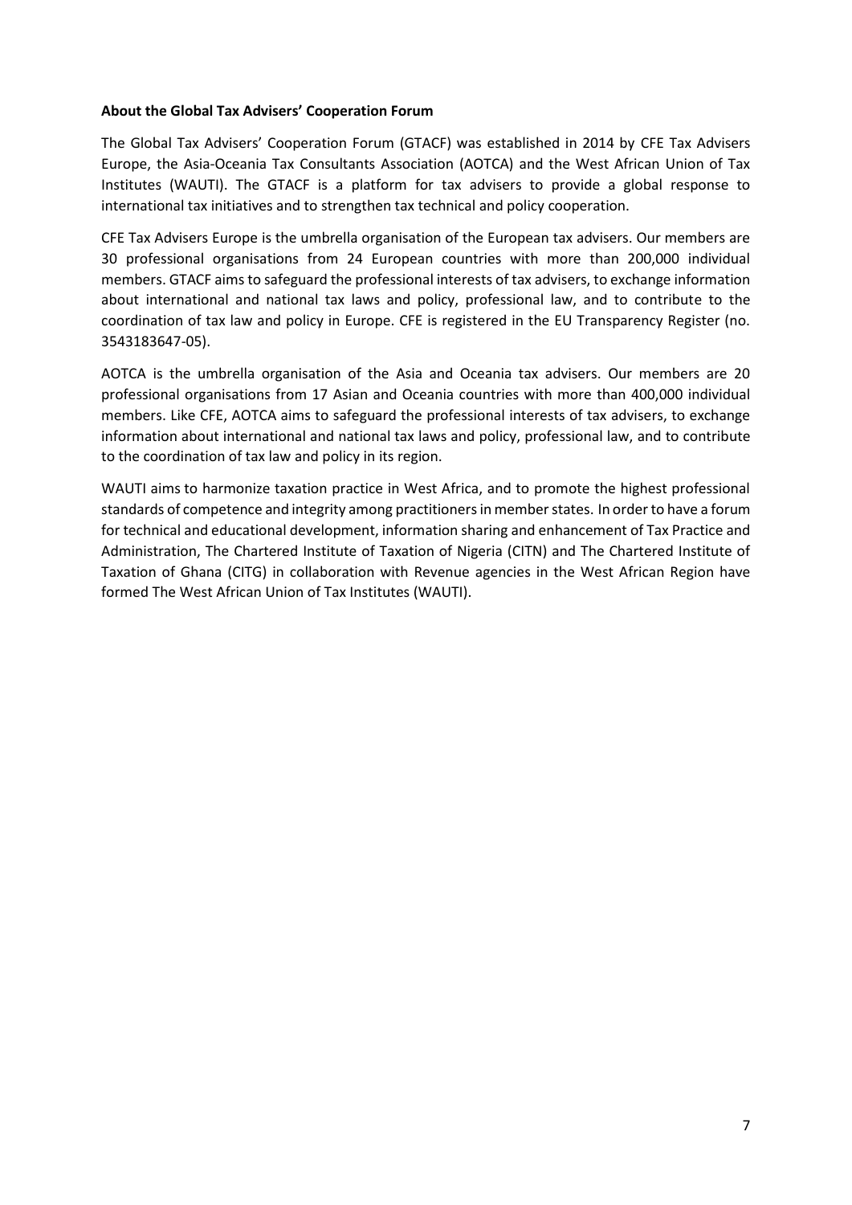**About the Global Tax Advisers' Cooperation Forum**

The Global Tax Advisers' Cooperation Forum (GTACF) was established in 2014 by CFE Tax Advisers Europe, the Asia-Oceania Tax Consultants Association (AOTCA) and the West African Union of Tax Institutes (WAUTI). The GTACF is a platform for tax advisers to provide a global response to international tax initiatives and to strengthen tax technical and policy cooperation.

CFE Tax Advisers Europe is the umbrella organisation of the European tax advisers. Our members are 30 professional organisations from 24 European countries with more than 200,000 individual members. GTACF aims to safeguard the professional interests of tax advisers, to exchange information about international and national tax laws and policy, professional law, and to contribute to the coordination of tax law and policy in Europe. CFE is registered in the EU Transparency Register (no. 3543183647-05).

AOTCA is the umbrella organisation of the Asia and Oceania tax advisers. Our members are 20 professional organisations from 17 Asian and Oceania countries with more than 400,000 individual members. Like CFE, AOTCA aims to safeguard the professional interests of tax advisers, to exchange information about international and national tax laws and policy, professional law, and to contribute to the coordination of tax law and policy in its region.

WAUTI aims to harmonize taxation practice in West Africa, and to promote the highest professional standards of competence and integrity among practitioners in member states. In order to have a forum for technical and educational development, information sharing and enhancement of Tax Practice and Administration, The Chartered Institute of Taxation of Nigeria (CITN) and The Chartered Institute of Taxation of Ghana (CITG) in collaboration with Revenue agencies in the West African Region have formed The West African Union of Tax Institutes (WAUTI).